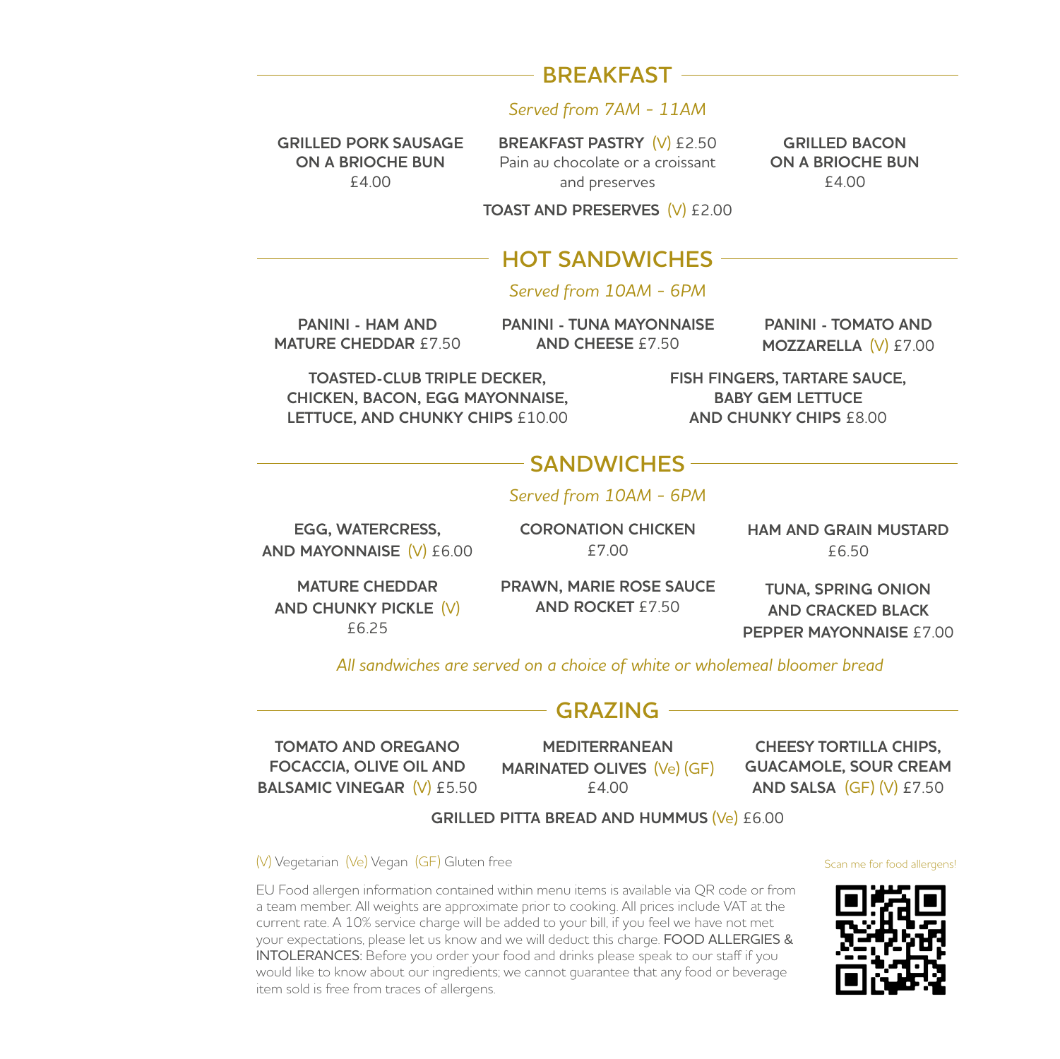## BREAKFAST

*Served from 7AM - 11AM*

**GRILLED PORK SAUSAGE ON A BRIOCHE BUN** £4.00

**BREAKFAST PASTRY** (V) £2.50
Pain au chocolate or a croissant and preserves

**GRILLED BACON ON A BRIOCHE BUN** £4.00

**TOAST AND PRESERVES** (V) £2.00

## HOT SANDWICHES

*Served from 10AM - 6PM*

**PANINI - HAM AND MATURE CHEDDAR** £7.50

**PANINI - TUNA MAYONNAISE AND CHEESE** £7.50

**PANINI - TOMATO AND MOZZARELLA** (V) £7.00

**TOASTED-CLUB TRIPLE DECKER, CHICKEN, BACON, EGG MAYONNAISE, LETTUCE, AND CHUNKY CHIPS** £10.00

**FISH FINGERS, TARTARE SAUCE, BABY GEM LETTUCE AND CHUNKY CHIPS** £8.00

## SANDWICHES

*Served from 10AM - 6PM*

**EGG, WATERCRESS, AND MAYONNAISE** (V) £6.00

**CORONATION CHICKEN** £7.00

**HAM AND GRAIN MUSTARD** £6.50

**MATURE CHEDDAR AND CHUNKY PICKLE** (V) £6.25

**PRAWN, MARIE ROSE SAUCE AND ROCKET** £7.50

**TUNA, SPRING ONION AND CRACKED BLACK PEPPER MAYONNAISE** £7.00

*All sandwiches are served on a choice of white or wholemeal bloomer bread*

## GRAZING

**TOMATO AND OREGANO FOCACCIA, OLIVE OIL AND BALSAMIC VINEGAR** (V) £5.50

**MEDITERRANEAN MARINATED OLIVES** (Ve) (GF) £4.00

**CHEESY TORTILLA CHIPS, GUACAMOLE, SOUR CREAM AND SALSA** (GF) (V) £7.50

**GRILLED PITTA BREAD AND HUMMUS** (Ve) £6.00

(V) Vegetarian (Ve) Vegan (GF) Gluten free

Scan me for food allergens!

EU Food allergen information contained within menu items is available via QR code or from a team member. All weights are approximate prior to cooking. All prices include VAT at the current rate. A 10% service charge will be added to your bill, if you feel we have not met your expectations, please let us know and we will deduct this charge. FOOD ALLERGIES & INTOLERANCES: Before you order your food and drinks please speak to our staff if you would like to know about our ingredients; we cannot guarantee that any food or beverage item sold is free from traces of allergens.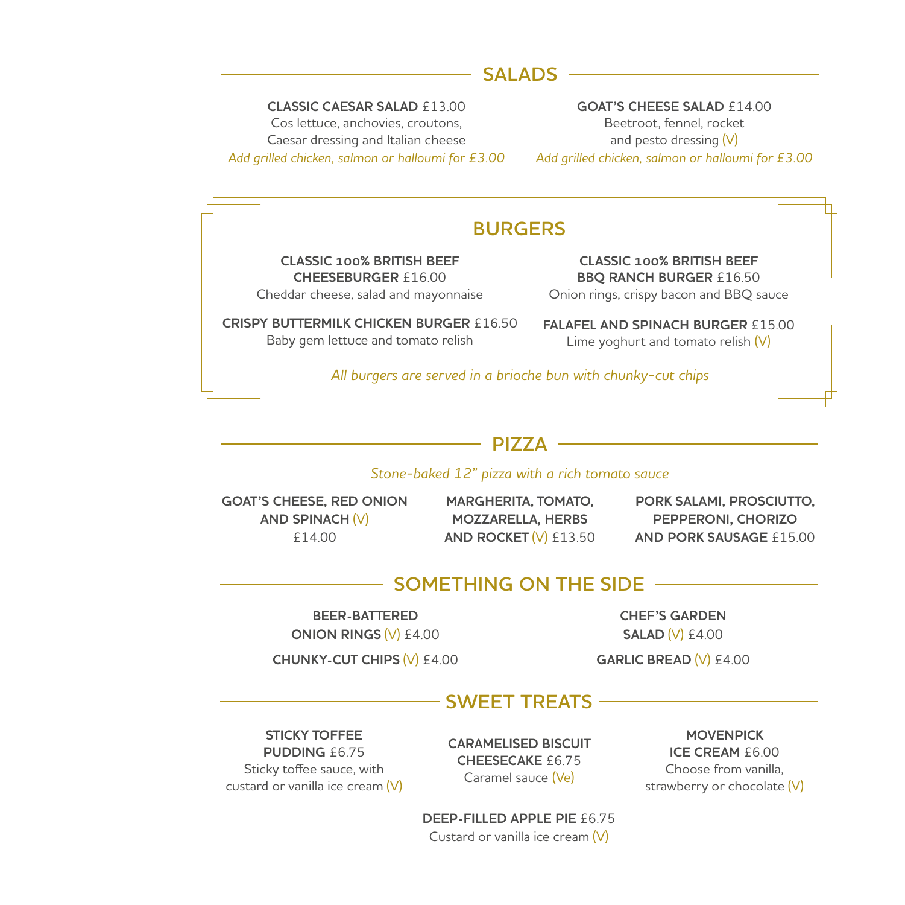## SALADS

**CLASSIC CAESAR SALAD** £13.00
Cos lettuce, anchovies, croutons, Caesar dressing and Italian cheese
*Add grilled chicken, salmon or halloumi for £3.00*

**GOAT'S CHEESE SALAD** £14.00
Beetroot, fennel, rocket and pesto dressing (V)
*Add grilled chicken, salmon or halloumi for £3.00*

## BURGERS

**CLASSIC 100% BRITISH BEEF CHEESEBURGER** £16.00
Cheddar cheese, salad and mayonnaise

**CLASSIC 100% BRITISH BEEF BBQ RANCH BURGER** £16.50
Onion rings, crispy bacon and BBQ sauce

**CRISPY BUTTERMILK CHICKEN BURGER** £16.50
Baby gem lettuce and tomato relish

**FALAFEL AND SPINACH BURGER** £15.00
Lime yoghurt and tomato relish (V)

*All burgers are served in a brioche bun with chunky-cut chips*

## PIZZA

*Stone-baked 12" pizza with a rich tomato sauce*

**GOAT'S CHEESE, RED ONION AND SPINACH** (V) £14.00

**MARGHERITA, TOMATO, MOZZARELLA, HERBS AND ROCKET** (V) £13.50

**PORK SALAMI, PROSCIUTTO, PEPPERONI, CHORIZO AND PORK SAUSAGE** £15.00

## SOMETHING ON THE SIDE

**BEER-BATTERED ONION RINGS** (V) £4.00

**CHEF'S GARDEN SALAD** (V) £4.00

**CHUNKY-CUT CHIPS** (V) £4.00

**GARLIC BREAD** (V) £4.00

## SWEET TREATS

**STICKY TOFFEE PUDDING** £6.75
Sticky toffee sauce, with custard or vanilla ice cream (V)

**CARAMELISED BISCUIT CHEESECAKE** £6.75
Caramel sauce (Ve)

**MOVENPICK ICE CREAM** £6.00
Choose from vanilla, strawberry or chocolate (V)

**DEEP-FILLED APPLE PIE** £6.75
Custard or vanilla ice cream (V)